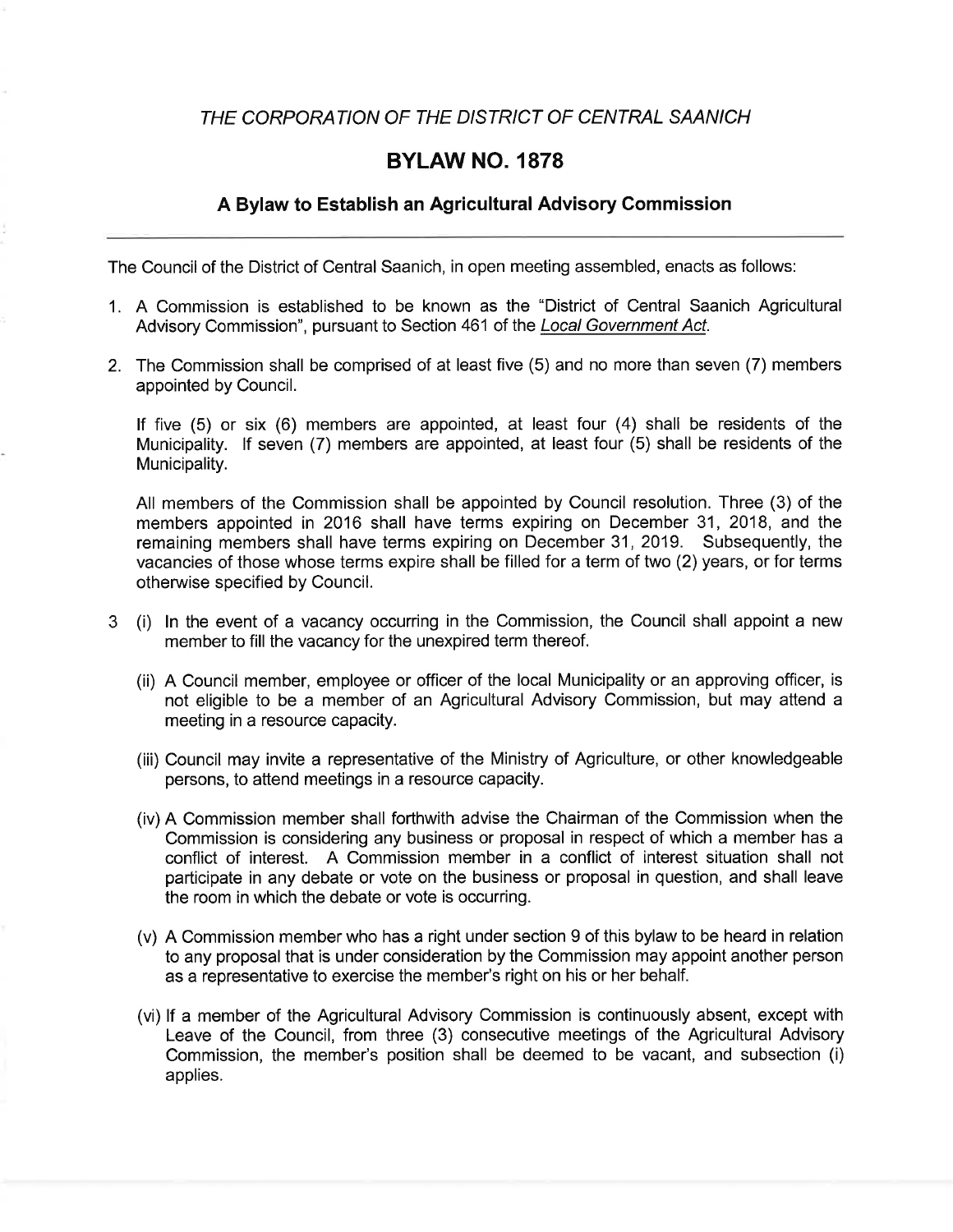*THE CORPORATION OF THE DISTRICT OF CENTRAL SAANICH*

# BYLAW NO. 1878

## A Bylaw to Establish an Agricultural Advisory Commission

---

The Council of the District of Central Saanich, in open meeting assembled, enacts as follows:

1. A Commission is established to be known as the "District of Central Saanich Agricultural Advisory Commission", pursuant to Section 461 of the <u>Local Government Act</u>.

2. The Commission shall be comprised of at least five (5) and no more than seven (7) members appointed by Council.

   If five (5) or six (6) members are appointed, at least four (4) shall be residents of the Municipality. If seven (7) members are appointed, at least four (5) shall be residents of the Municipality.

   All members of the Commission shall be appointed by Council resolution. Three (3) of the members appointed in 2016 shall have terms expiring on December 31, 2018, and the remaining members shall have terms expiring on December 31, 2019. Subsequently, the vacancies of those whose terms expire shall be filled for a term of two (2) years, or for terms otherwise specified by Council.

3 (i) In the event of a vacancy occurring in the Commission, the Council shall appoint a new member to fill the vacancy for the unexpired term thereof.

   (ii) A Council member, employee or officer of the local Municipality or an approving officer, is not eligible to be a member of an Agricultural Advisory Commission, but may attend a meeting in a resource capacity.

   (iii) Council may invite a representative of the Ministry of Agriculture, or other knowledgeable persons, to attend meetings in a resource capacity.

   (iv) A Commission member shall forthwith advise the Chairman of the Commission when the Commission is considering any business or proposal in respect of which a member has a conflict of interest. A Commission member in a conflict of interest situation shall not participate in any debate or vote on the business or proposal in question, and shall leave the room in which the debate or vote is occurring.

   (v) A Commission member who has a right under section 9 of this bylaw to be heard in relation to any proposal that is under consideration by the Commission may appoint another person as a representative to exercise the member's right on his or her behalf.

   (vi) If a member of the Agricultural Advisory Commission is continuously absent, except with Leave of the Council, from three (3) consecutive meetings of the Agricultural Advisory Commission, the member's position shall be deemed to be vacant, and subsection (i) applies.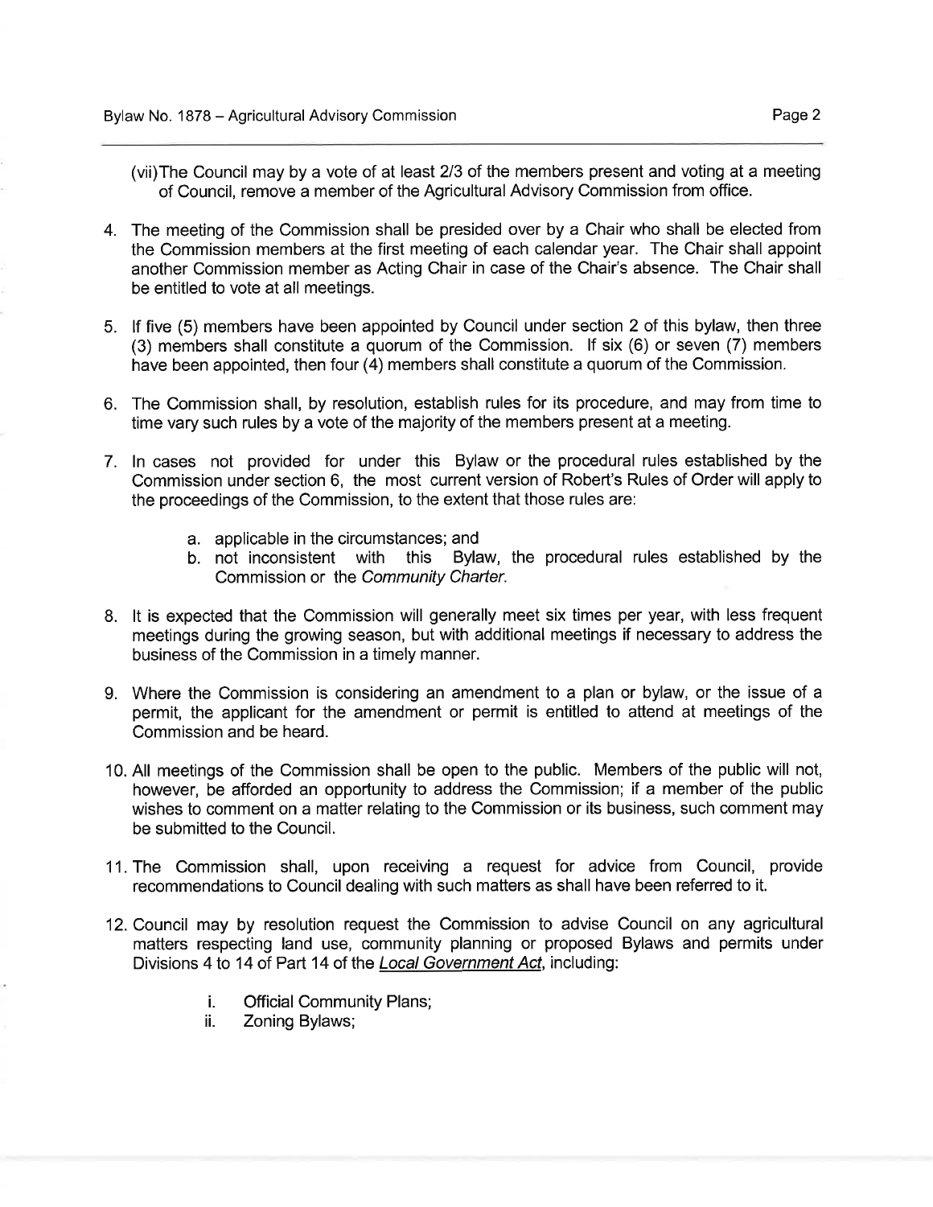(vii) The Council may by a vote of at least 2/3 of the members present and voting at a meeting of Council, remove a member of the Agricultural Advisory Commission from office.

4. The meeting of the Commission shall be presided over by a Chair who shall be elected from the Commission members at the first meeting of each calendar year. The Chair shall appoint another Commission member as Acting Chair in case of the Chair's absence. The Chair shall be entitled to vote at all meetings.

5. If five (5) members have been appointed by Council under section 2 of this bylaw, then three (3) members shall constitute a quorum of the Commission. If six (6) or seven (7) members have been appointed, then four (4) members shall constitute a quorum of the Commission.

6. The Commission shall, by resolution, establish rules for its procedure, and may from time to time vary such rules by a vote of the majority of the members present at a meeting.

7. In cases not provided for under this Bylaw or the procedural rules established by the Commission under section 6, the most current version of Robert's Rules of Order will apply to the proceedings of the Commission, to the extent that those rules are:

   a. applicable in the circumstances; and
   b. not inconsistent with this Bylaw, the procedural rules established by the Commission or the *Community Charter*.

8. It is expected that the Commission will generally meet six times per year, with less frequent meetings during the growing season, but with additional meetings if necessary to address the business of the Commission in a timely manner.

9. Where the Commission is considering an amendment to a plan or bylaw, or the issue of a permit, the applicant for the amendment or permit is entitled to attend at meetings of the Commission and be heard.

10. All meetings of the Commission shall be open to the public. Members of the public will not, however, be afforded an opportunity to address the Commission; if a member of the public wishes to comment on a matter relating to the Commission or its business, such comment may be submitted to the Council.

11. The Commission shall, upon receiving a request for advice from Council, provide recommendations to Council dealing with such matters as shall have been referred to it.

12. Council may by resolution request the Commission to advise Council on any agricultural matters respecting land use, community planning or proposed Bylaws and permits under Divisions 4 to 14 of Part 14 of the *Local Government Act*, including:

    i. Official Community Plans;
    ii. Zoning Bylaws;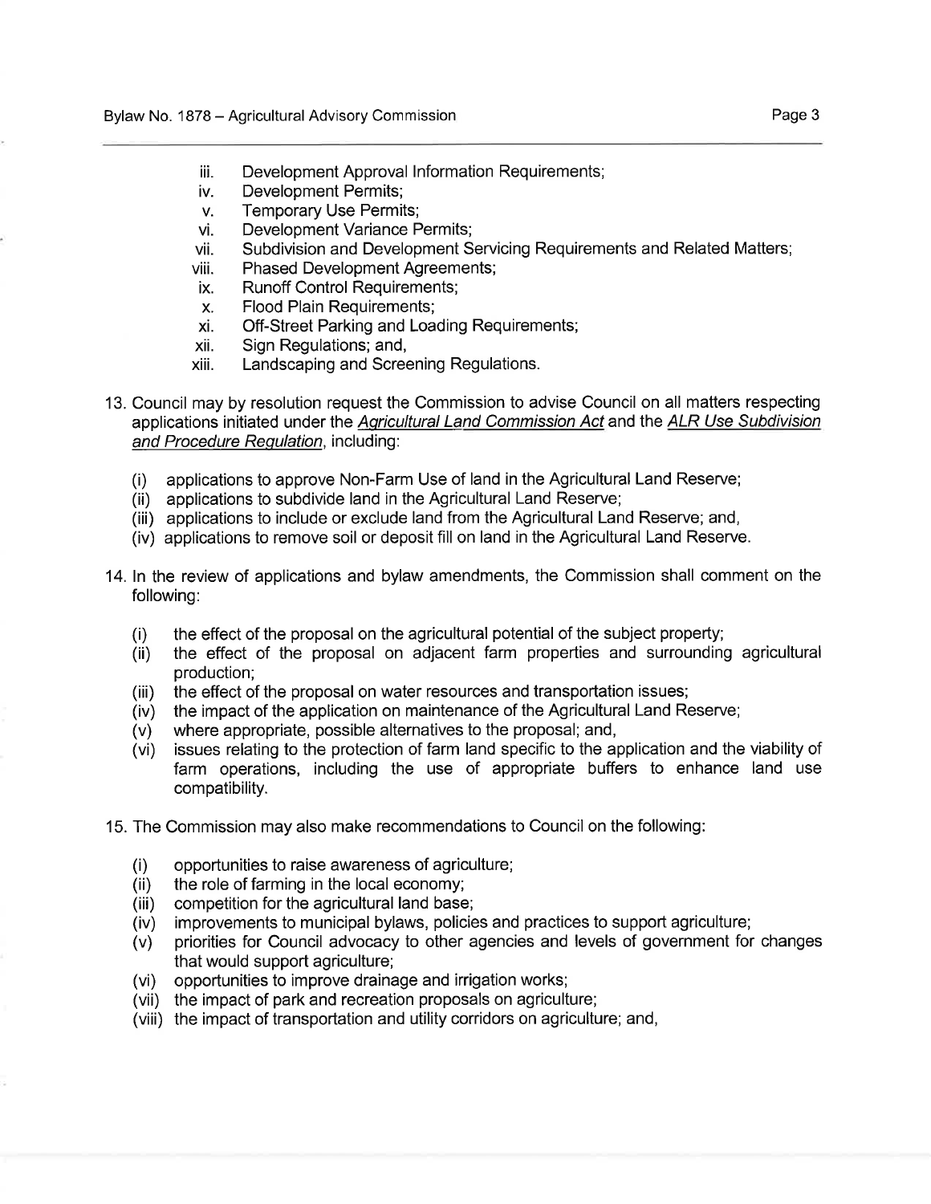iii. Development Approval Information Requirements;
iv. Development Permits;
v. Temporary Use Permits;
vi. Development Variance Permits;
vii. Subdivision and Development Servicing Requirements and Related Matters;
viii. Phased Development Agreements;
ix. Runoff Control Requirements;
x. Flood Plain Requirements;
xi. Off-Street Parking and Loading Requirements;
xii. Sign Regulations; and,
xiii. Landscaping and Screening Regulations.

13. Council may by resolution request the Commission to advise Council on all matters respecting applications initiated under the _Agricultural Land Commission Act_ and the _ALR Use Subdivision and Procedure Regulation_, including:

    (i) applications to approve Non-Farm Use of land in the Agricultural Land Reserve;
    (ii) applications to subdivide land in the Agricultural Land Reserve;
    (iii) applications to include or exclude land from the Agricultural Land Reserve; and,
    (iv) applications to remove soil or deposit fill on land in the Agricultural Land Reserve.

14. In the review of applications and bylaw amendments, the Commission shall comment on the following:

    (i) the effect of the proposal on the agricultural potential of the subject property;
    (ii) the effect of the proposal on adjacent farm properties and surrounding agricultural production;
    (iii) the effect of the proposal on water resources and transportation issues;
    (iv) the impact of the application on maintenance of the Agricultural Land Reserve;
    (v) where appropriate, possible alternatives to the proposal; and,
    (vi) issues relating to the protection of farm land specific to the application and the viability of farm operations, including the use of appropriate buffers to enhance land use compatibility.

15. The Commission may also make recommendations to Council on the following:

    (i) opportunities to raise awareness of agriculture;
    (ii) the role of farming in the local economy;
    (iii) competition for the agricultural land base;
    (iv) improvements to municipal bylaws, policies and practices to support agriculture;
    (v) priorities for Council advocacy to other agencies and levels of government for changes that would support agriculture;
    (vi) opportunities to improve drainage and irrigation works;
    (vii) the impact of park and recreation proposals on agriculture;
    (viii) the impact of transportation and utility corridors on agriculture; and,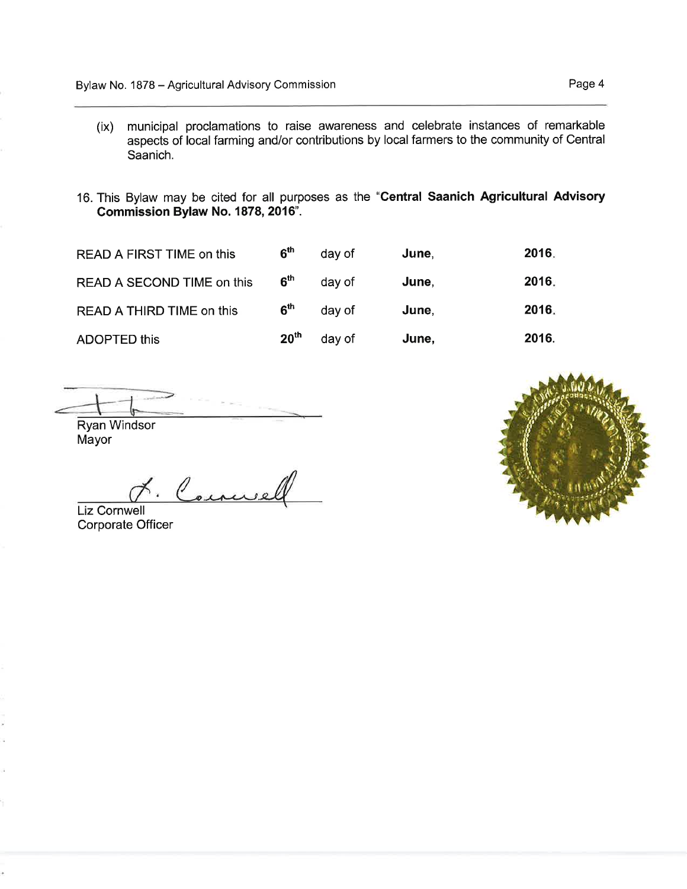(ix) municipal proclamations to raise awareness and celebrate instances of remarkable aspects of local farming and/or contributions by local farmers to the community of Central Saanich.

16. This Bylaw may be cited for all purposes as the "**Central Saanich Agricultural Advisory Commission Bylaw No. 1878, 2016**".

| | | | | |
|---|---|---|---|---|
| READ A FIRST TIME on this | **6th** | day of | **June**, | **2016**. |
| READ A SECOND TIME on this | **6th** | day of | **June**, | **2016**. |
| READ A THIRD TIME on this | **6th** | day of | **June**, | **2016**. |
| ADOPTED this | **20th** | day of | **June,** | **2016**. |

Ryan Windsor
Mayor

Liz Cornwell
Corporate Officer